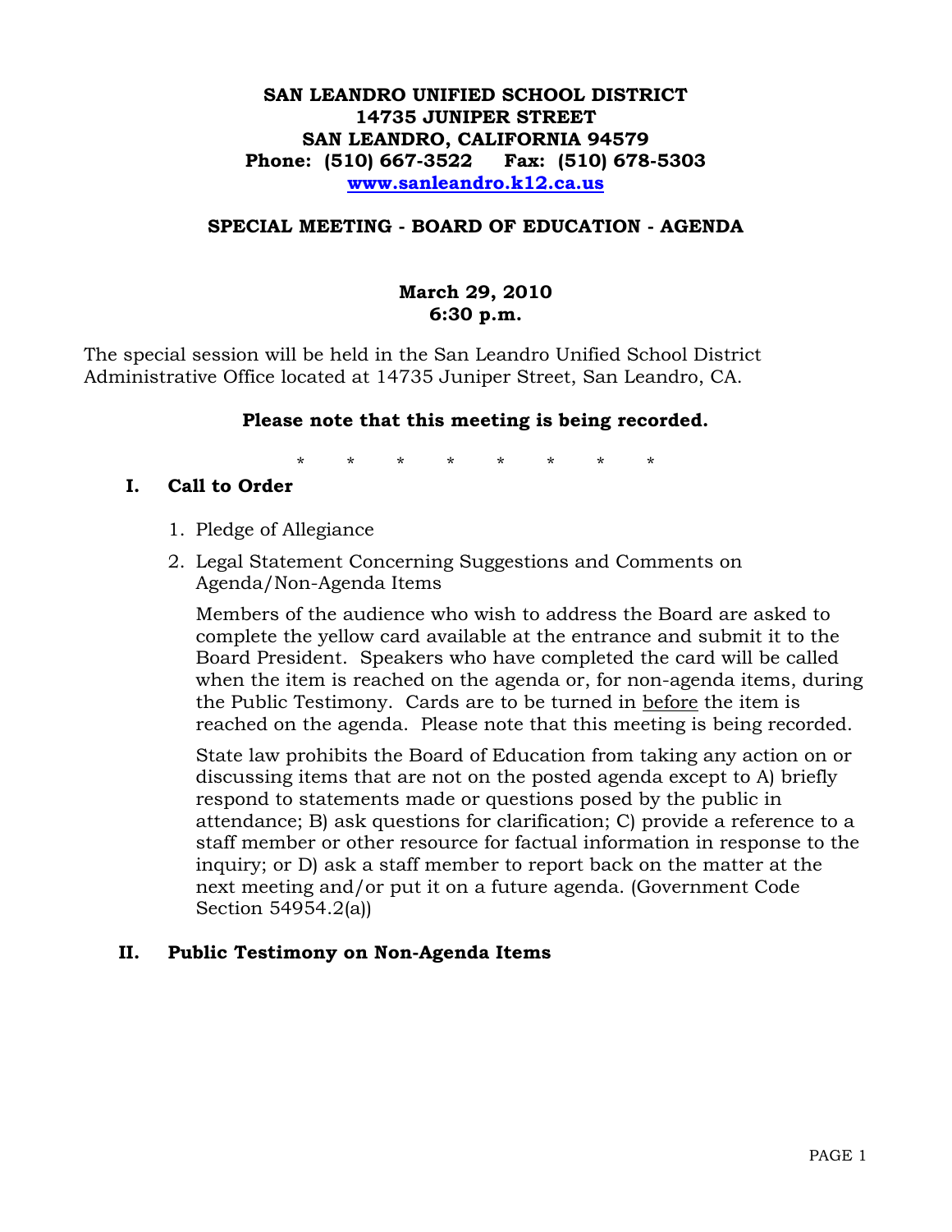**SAN LEANDRO UNIFIED SCHOOL DISTRICT**
**14735 JUNIPER STREET**
**SAN LEANDRO, CALIFORNIA 94579**
**Phone: (510) 667-3522 Fax: (510) 678-5303**
**[www.sanleandro.k12.ca.us](http://www.sanleandro.k12.ca.us)**

**SPECIAL MEETING - BOARD OF EDUCATION - AGENDA**

**March 29, 2010**
**6:30 p.m.**

The special session will be held in the San Leandro Unified School District Administrative Office located at 14735 Juniper Street, San Leandro, CA.

**Please note that this meeting is being recorded.**

\* \* \* \* \* \* \* \*

## I. Call to Order

1. Pledge of Allegiance
2. Legal Statement Concerning Suggestions and Comments on Agenda/Non-Agenda Items

   Members of the audience who wish to address the Board are asked to complete the yellow card available at the entrance and submit it to the Board President. Speakers who have completed the card will be called when the item is reached on the agenda or, for non-agenda items, during the Public Testimony. Cards are to be turned in <u>before</u> the item is reached on the agenda. Please note that this meeting is being recorded.

   State law prohibits the Board of Education from taking any action on or discussing items that are not on the posted agenda except to A) briefly respond to statements made or questions posed by the public in attendance; B) ask questions for clarification; C) provide a reference to a staff member or other resource for factual information in response to the inquiry; or D) ask a staff member to report back on the matter at the next meeting and/or put it on a future agenda. (Government Code Section 54954.2(a))

## II. Public Testimony on Non-Agenda Items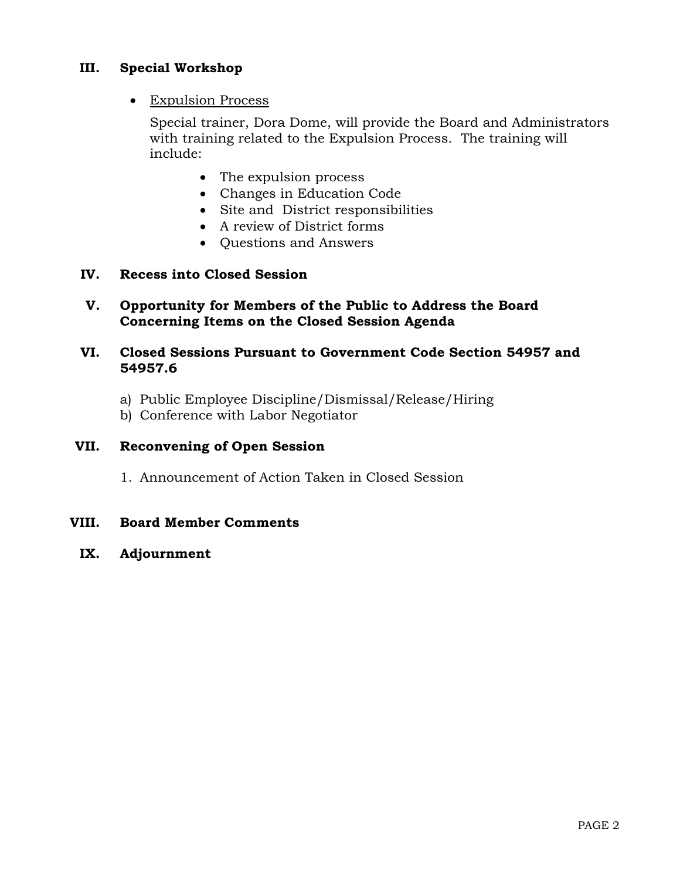## III. Special Workshop

- Expulsion Process

  Special trainer, Dora Dome, will provide the Board and Administrators with training related to the Expulsion Process. The training will include:

  - The expulsion process
  - Changes in Education Code
  - Site and District responsibilities
  - A review of District forms
  - Questions and Answers

## IV. Recess into Closed Session

## V. Opportunity for Members of the Public to Address the Board Concerning Items on the Closed Session Agenda

## VI. Closed Sessions Pursuant to Government Code Section 54957 and 54957.6

a) Public Employee Discipline/Dismissal/Release/Hiring
b) Conference with Labor Negotiator

## VII. Reconvening of Open Session

1. Announcement of Action Taken in Closed Session

## VIII. Board Member Comments

## IX. Adjournment